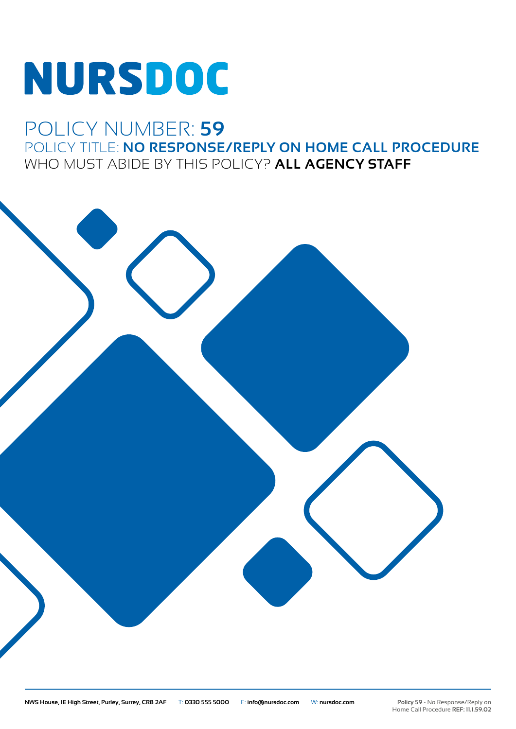# NURSDOC

## POLICY NUMBER: **59**

### POLICY TITLE: **NO RESPONSE/REPLY ON HOME CALL PROCEDURE**

### WHO MUST ABIDE BY THIS POLICY? **ALL AGENCY STAFF**

**NWS House, 1E High Street, Purley, Surrey, CR8 2AF** T: **0330 555 5000** E: **info@nursdoc.com** W: **nursdoc.com**

**Policy 59** - No Response/Reply on Home Call Procedure **REF: 11.1.59.02**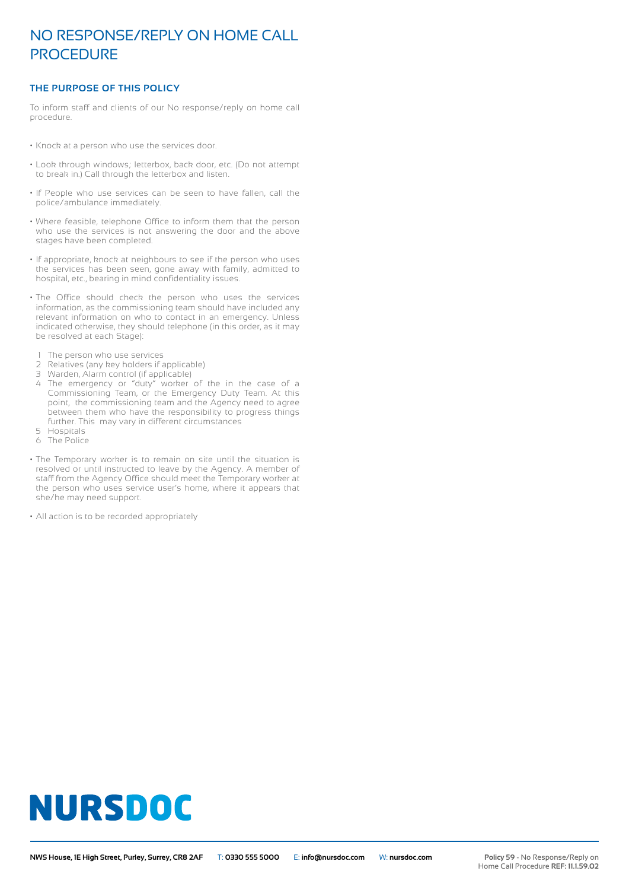# NO RESPONSE/REPLY ON HOME CALL PROCEDURE

## THE PURPOSE OF THIS POLICY

To inform staff and clients of our No response/reply on home call procedure.

- Knock at a person who use the services door.
- Look through windows; letterbox, back door, etc. (Do not attempt to break in.) Call through the letterbox and listen.
- If People who use services can be seen to have fallen, call the police/ambulance immediately.
- Where feasible, telephone Office to inform them that the person who use the services is not answering the door and the above stages have been completed.
- If appropriate, knock at neighbours to see if the person who uses the services has been seen, gone away with family, admitted to hospital, etc., bearing in mind confidentiality issues.
- The Office should check the person who uses the services information, as the commissioning team should have included any relevant information on who to contact in an emergency. Unless indicated otherwise, they should telephone (in this order, as it may be resolved at each Stage):

  1. The person who use services
  2. Relatives (any key holders if applicable)
  3. Warden, Alarm control (if applicable)
  4. The emergency or "duty" worker of the in the case of a Commissioning Team, or the Emergency Duty Team. At this point, the commissioning team and the Agency need to agree between them who have the responsibility to progress things further. This may vary in different circumstances
  5. Hospitals
  6. The Police

- The Temporary worker is to remain on site until the situation is resolved or until instructed to leave by the Agency. A member of staff from the Agency Office should meet the Temporary worker at the person who uses service user's home, where it appears that she/he may need support.
- All action is to be recorded appropriately

**NURSDOC**

**NWS House, 1E High Street, Purley, Surrey, CR8 2AF** T: **0330 555 5000** E: **info@nursdoc.com** W: **nursdoc.com**

**Policy 59** - No Response/Reply on Home Call Procedure **REF: 11.1.59.02**